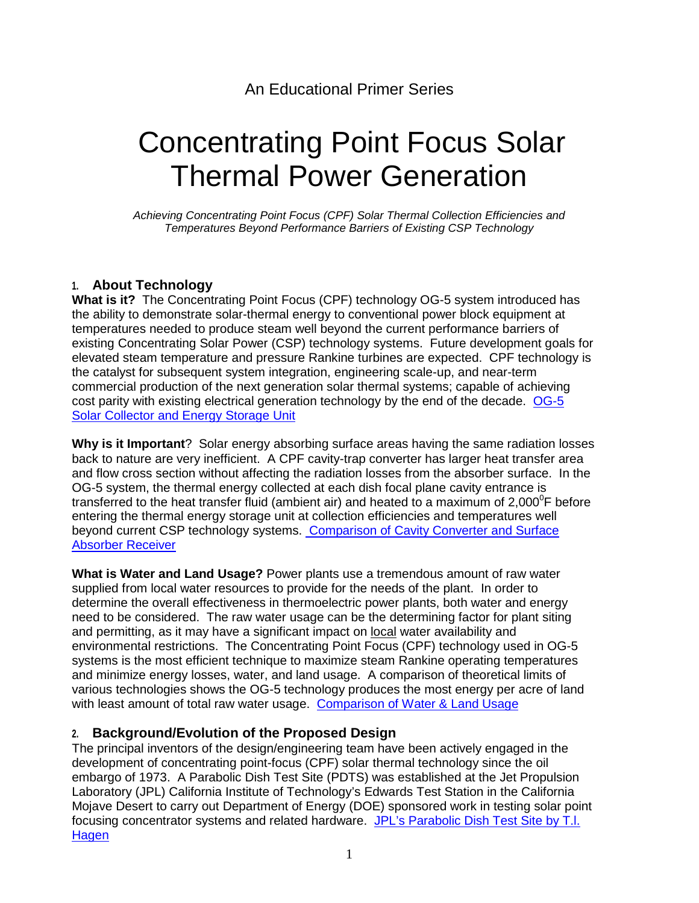An Educational Primer Series

# Concentrating Point Focus Solar Thermal Power Generation

*Achieving Concentrating Point Focus (CPF) Solar Thermal Collection Efficiencies and Temperatures Beyond Performance Barriers of Existing CSP Technology*

## 1. About Technology

**What is it?** The Concentrating Point Focus (CPF) technology OG-5 system introduced has the ability to demonstrate solar-thermal energy to conventional power block equipment at temperatures needed to produce steam well beyond the current performance barriers of existing Concentrating Solar Power (CSP) technology systems. Future development goals for elevated steam temperature and pressure Rankine turbines are expected. CPF technology is the catalyst for subsequent system integration, engineering scale-up, and near-term commercial production of the next generation solar thermal systems; capable of achieving cost parity with existing electrical generation technology by the end of the decade. OG-5 Solar Collector and Energy Storage Unit

**Why is it Important**? Solar energy absorbing surface areas having the same radiation losses back to nature are very inefficient. A CPF cavity-trap converter has larger heat transfer area and flow cross section without affecting the radiation losses from the absorber surface. In the OG-5 system, the thermal energy collected at each dish focal plane cavity entrance is transferred to the heat transfer fluid (ambient air) and heated to a maximum of 2,000$^{0}$F before entering the thermal energy storage unit at collection efficiencies and temperatures well beyond current CSP technology systems. Comparison of Cavity Converter and Surface Absorber Receiver

**What is Water and Land Usage?** Power plants use a tremendous amount of raw water supplied from local water resources to provide for the needs of the plant. In order to determine the overall effectiveness in thermoelectric power plants, both water and energy need to be considered. The raw water usage can be the determining factor for plant siting and permitting, as it may have a significant impact on local water availability and environmental restrictions. The Concentrating Point Focus (CPF) technology used in OG-5 systems is the most efficient technique to maximize steam Rankine operating temperatures and minimize energy losses, water, and land usage. A comparison of theoretical limits of various technologies shows the OG-5 technology produces the most energy per acre of land with least amount of total raw water usage. Comparison of Water & Land Usage

## 2. Background/Evolution of the Proposed Design

The principal inventors of the design/engineering team have been actively engaged in the development of concentrating point-focus (CPF) solar thermal technology since the oil embargo of 1973. A Parabolic Dish Test Site (PDTS) was established at the Jet Propulsion Laboratory (JPL) California Institute of Technology's Edwards Test Station in the California Mojave Desert to carry out Department of Energy (DOE) sponsored work in testing solar point focusing concentrator systems and related hardware. JPL's Parabolic Dish Test Site by T.I. Hagen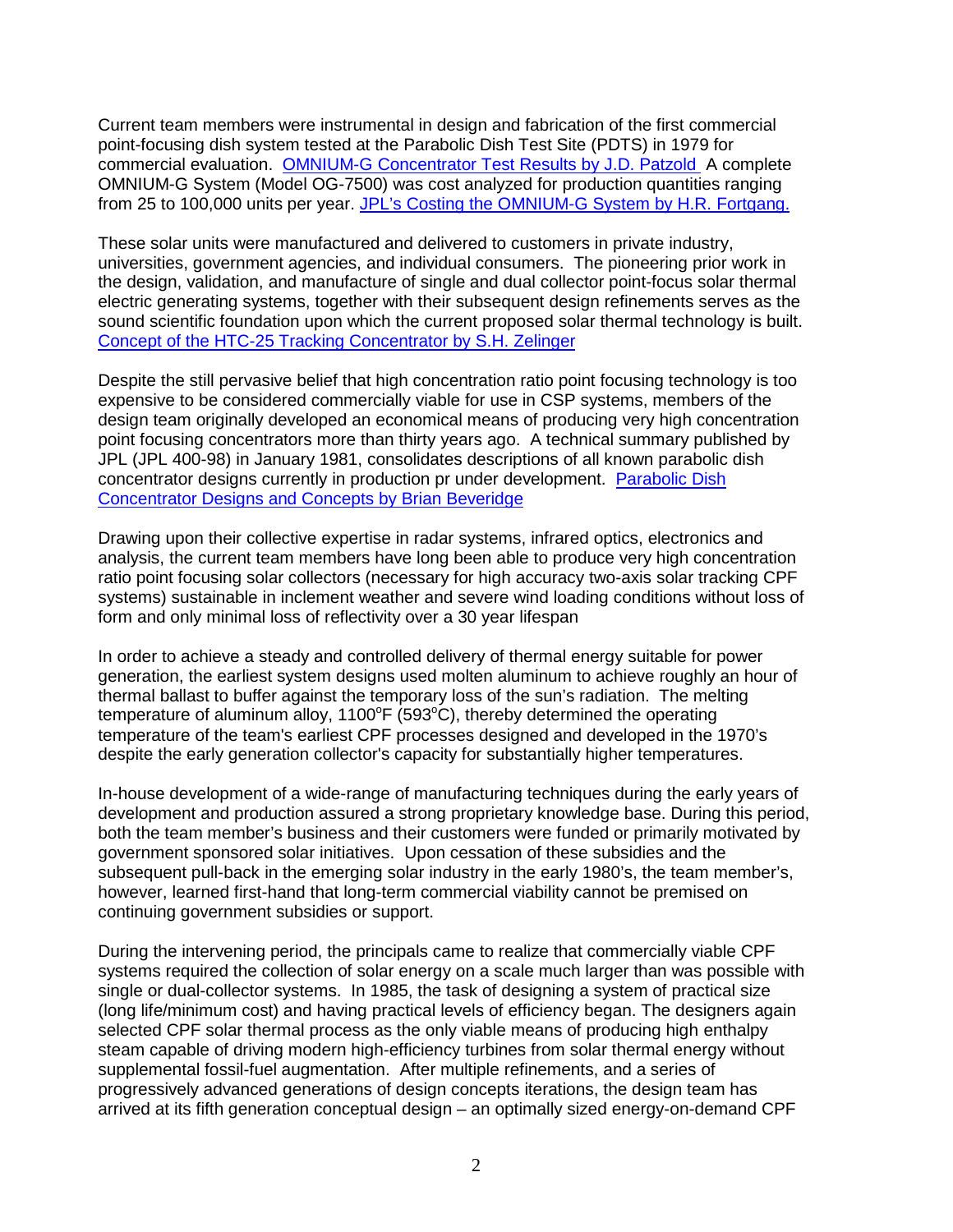Current team members were instrumental in design and fabrication of the first commercial point-focusing dish system tested at the Parabolic Dish Test Site (PDTS) in 1979 for commercial evaluation. [OMNIUM-G Concentrator Test Results by J.D. Patzold](#) A complete OMNIUM-G System (Model OG-7500) was cost analyzed for production quantities ranging from 25 to 100,000 units per year. [JPL's Costing the OMNIUM-G System by H.R. Fortgang.](#)

These solar units were manufactured and delivered to customers in private industry, universities, government agencies, and individual consumers. The pioneering prior work in the design, validation, and manufacture of single and dual collector point-focus solar thermal electric generating systems, together with their subsequent design refinements serves as the sound scientific foundation upon which the current proposed solar thermal technology is built. [Concept of the HTC-25 Tracking Concentrator by S.H. Zelinger](#)

Despite the still pervasive belief that high concentration ratio point focusing technology is too expensive to be considered commercially viable for use in CSP systems, members of the design team originally developed an economical means of producing very high concentration point focusing concentrators more than thirty years ago. A technical summary published by JPL (JPL 400-98) in January 1981, consolidates descriptions of all known parabolic dish concentrator designs currently in production pr under development. [Parabolic Dish Concentrator Designs and Concepts by Brian Beveridge](#)

Drawing upon their collective expertise in radar systems, infrared optics, electronics and analysis, the current team members have long been able to produce very high concentration ratio point focusing solar collectors (necessary for high accuracy two-axis solar tracking CPF systems) sustainable in inclement weather and severe wind loading conditions without loss of form and only minimal loss of reflectivity over a 30 year lifespan

In order to achieve a steady and controlled delivery of thermal energy suitable for power generation, the earliest system designs used molten aluminum to achieve roughly an hour of thermal ballast to buffer against the temporary loss of the sun's radiation. The melting temperature of aluminum alloy, 1100$^{o}$F (593$^{o}$C), thereby determined the operating temperature of the team's earliest CPF processes designed and developed in the 1970's despite the early generation collector's capacity for substantially higher temperatures.

In-house development of a wide-range of manufacturing techniques during the early years of development and production assured a strong proprietary knowledge base. During this period, both the team member's business and their customers were funded or primarily motivated by government sponsored solar initiatives. Upon cessation of these subsidies and the subsequent pull-back in the emerging solar industry in the early 1980's, the team member's, however, learned first-hand that long-term commercial viability cannot be premised on continuing government subsidies or support.

During the intervening period, the principals came to realize that commercially viable CPF systems required the collection of solar energy on a scale much larger than was possible with single or dual-collector systems. In 1985, the task of designing a system of practical size (long life/minimum cost) and having practical levels of efficiency began. The designers again selected CPF solar thermal process as the only viable means of producing high enthalpy steam capable of driving modern high-efficiency turbines from solar thermal energy without supplemental fossil-fuel augmentation. After multiple refinements, and a series of progressively advanced generations of design concepts iterations, the design team has arrived at its fifth generation conceptual design – an optimally sized energy-on-demand CPF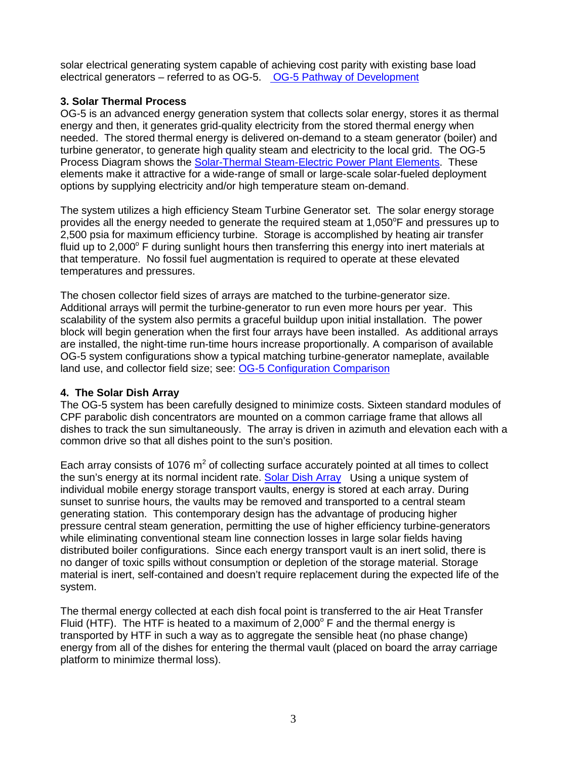solar electrical generating system capable of achieving cost parity with existing base load electrical generators – referred to as OG-5. OG-5 Pathway of Development

### 3. Solar Thermal Process

OG-5 is an advanced energy generation system that collects solar energy, stores it as thermal energy and then, it generates grid-quality electricity from the stored thermal energy when needed. The stored thermal energy is delivered on-demand to a steam generator (boiler) and turbine generator, to generate high quality steam and electricity to the local grid. The OG-5 Process Diagram shows the Solar-Thermal Steam-Electric Power Plant Elements. These elements make it attractive for a wide-range of small or large-scale solar-fueled deployment options by supplying electricity and/or high temperature steam on-demand.

The system utilizes a high efficiency Steam Turbine Generator set. The solar energy storage provides all the energy needed to generate the required steam at 1,050°F and pressures up to 2,500 psia for maximum efficiency turbine. Storage is accomplished by heating air transfer fluid up to 2,000° F during sunlight hours then transferring this energy into inert materials at that temperature. No fossil fuel augmentation is required to operate at these elevated temperatures and pressures.

The chosen collector field sizes of arrays are matched to the turbine-generator size. Additional arrays will permit the turbine-generator to run even more hours per year. This scalability of the system also permits a graceful buildup upon initial installation. The power block will begin generation when the first four arrays have been installed. As additional arrays are installed, the night-time run-time hours increase proportionally. A comparison of available OG-5 system configurations show a typical matching turbine-generator nameplate, available land use, and collector field size; see: OG-5 Configuration Comparison

### 4. The Solar Dish Array

The OG-5 system has been carefully designed to minimize costs. Sixteen standard modules of CPF parabolic dish concentrators are mounted on a common carriage frame that allows all dishes to track the sun simultaneously. The array is driven in azimuth and elevation each with a common drive so that all dishes point to the sun's position.

Each array consists of 1076 $m^2$ of collecting surface accurately pointed at all times to collect the sun's energy at its normal incident rate. Solar Dish Array Using a unique system of individual mobile energy storage transport vaults, energy is stored at each array. During sunset to sunrise hours, the vaults may be removed and transported to a central steam generating station. This contemporary design has the advantage of producing higher pressure central steam generation, permitting the use of higher efficiency turbine-generators while eliminating conventional steam line connection losses in large solar fields having distributed boiler configurations. Since each energy transport vault is an inert solid, there is no danger of toxic spills without consumption or depletion of the storage material. Storage material is inert, self-contained and doesn't require replacement during the expected life of the system.

The thermal energy collected at each dish focal point is transferred to the air Heat Transfer Fluid (HTF). The HTF is heated to a maximum of 2,000° F and the thermal energy is transported by HTF in such a way as to aggregate the sensible heat (no phase change) energy from all of the dishes for entering the thermal vault (placed on board the array carriage platform to minimize thermal loss).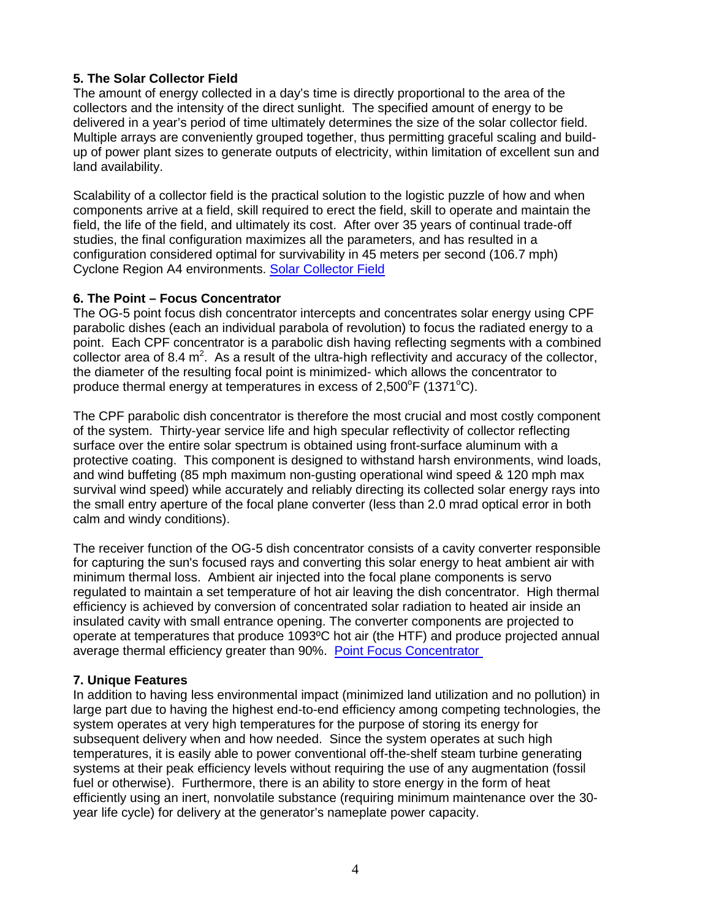### 5. The Solar Collector Field

The amount of energy collected in a day's time is directly proportional to the area of the collectors and the intensity of the direct sunlight. The specified amount of energy to be delivered in a year's period of time ultimately determines the size of the solar collector field. Multiple arrays are conveniently grouped together, thus permitting graceful scaling and build-up of power plant sizes to generate outputs of electricity, within limitation of excellent sun and land availability.

Scalability of a collector field is the practical solution to the logistic puzzle of how and when components arrive at a field, skill required to erect the field, skill to operate and maintain the field, the life of the field, and ultimately its cost. After over 35 years of continual trade-off studies, the final configuration maximizes all the parameters, and has resulted in a configuration considered optimal for survivability in 45 meters per second (106.7 mph) Cyclone Region A4 environments. Solar Collector Field

### 6. The Point – Focus Concentrator

The OG-5 point focus dish concentrator intercepts and concentrates solar energy using CPF parabolic dishes (each an individual parabola of revolution) to focus the radiated energy to a point. Each CPF concentrator is a parabolic dish having reflecting segments with a combined collector area of 8.4 $m^2$. As a result of the ultra-high reflectivity and accuracy of the collector, the diameter of the resulting focal point is minimized- which allows the concentrator to produce thermal energy at temperatures in excess of 2,500$^o$F (1371$^o$C).

The CPF parabolic dish concentrator is therefore the most crucial and most costly component of the system. Thirty-year service life and high specular reflectivity of collector reflecting surface over the entire solar spectrum is obtained using front-surface aluminum with a protective coating. This component is designed to withstand harsh environments, wind loads, and wind buffeting (85 mph maximum non-gusting operational wind speed & 120 mph max survival wind speed) while accurately and reliably directing its collected solar energy rays into the small entry aperture of the focal plane converter (less than 2.0 mrad optical error in both calm and windy conditions).

The receiver function of the OG-5 dish concentrator consists of a cavity converter responsible for capturing the sun's focused rays and converting this solar energy to heat ambient air with minimum thermal loss. Ambient air injected into the focal plane components is servo regulated to maintain a set temperature of hot air leaving the dish concentrator. High thermal efficiency is achieved by conversion of concentrated solar radiation to heated air inside an insulated cavity with small entrance opening. The converter components are projected to operate at temperatures that produce 1093ºC hot air (the HTF) and produce projected annual average thermal efficiency greater than 90%. Point Focus Concentrator

### 7. Unique Features

In addition to having less environmental impact (minimized land utilization and no pollution) in large part due to having the highest end-to-end efficiency among competing technologies, the system operates at very high temperatures for the purpose of storing its energy for subsequent delivery when and how needed. Since the system operates at such high temperatures, it is easily able to power conventional off-the-shelf steam turbine generating systems at their peak efficiency levels without requiring the use of any augmentation (fossil fuel or otherwise). Furthermore, there is an ability to store energy in the form of heat efficiently using an inert, nonvolatile substance (requiring minimum maintenance over the 30-year life cycle) for delivery at the generator's nameplate power capacity.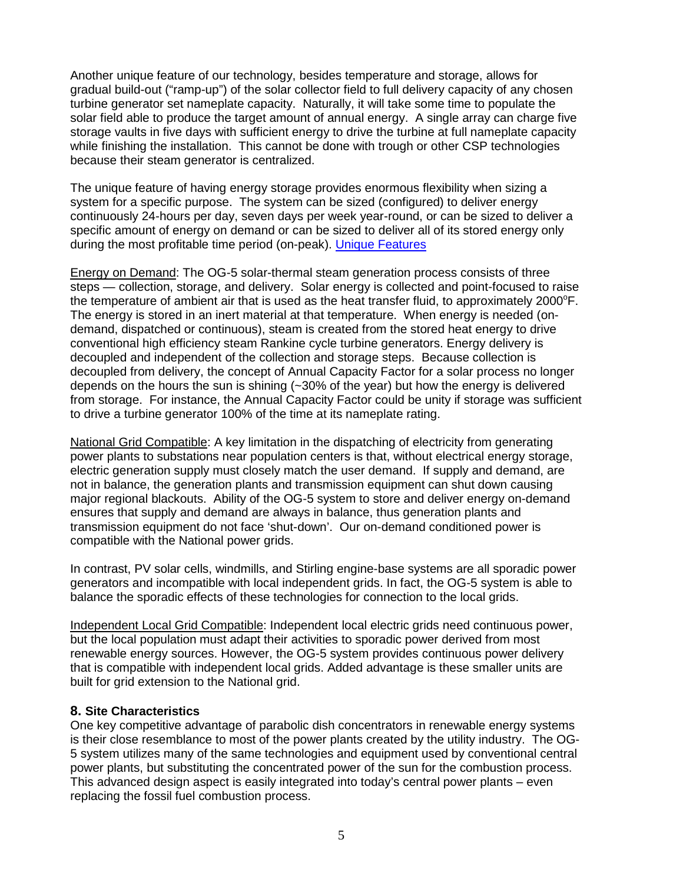Another unique feature of our technology, besides temperature and storage, allows for gradual build-out ("ramp-up") of the solar collector field to full delivery capacity of any chosen turbine generator set nameplate capacity. Naturally, it will take some time to populate the solar field able to produce the target amount of annual energy. A single array can charge five storage vaults in five days with sufficient energy to drive the turbine at full nameplate capacity while finishing the installation. This cannot be done with trough or other CSP technologies because their steam generator is centralized.

The unique feature of having energy storage provides enormous flexibility when sizing a system for a specific purpose. The system can be sized (configured) to deliver energy continuously 24-hours per day, seven days per week year-round, or can be sized to deliver a specific amount of energy on demand or can be sized to deliver all of its stored energy only during the most profitable time period (on-peak). Unique Features

Energy on Demand: The OG-5 solar-thermal steam generation process consists of three steps — collection, storage, and delivery. Solar energy is collected and point-focused to raise the temperature of ambient air that is used as the heat transfer fluid, to approximately 2000$^{o}$F. The energy is stored in an inert material at that temperature. When energy is needed (on-demand, dispatched or continuous), steam is created from the stored heat energy to drive conventional high efficiency steam Rankine cycle turbine generators. Energy delivery is decoupled and independent of the collection and storage steps. Because collection is decoupled from delivery, the concept of Annual Capacity Factor for a solar process no longer depends on the hours the sun is shining (~30% of the year) but how the energy is delivered from storage. For instance, the Annual Capacity Factor could be unity if storage was sufficient to drive a turbine generator 100% of the time at its nameplate rating.

National Grid Compatible: A key limitation in the dispatching of electricity from generating power plants to substations near population centers is that, without electrical energy storage, electric generation supply must closely match the user demand. If supply and demand, are not in balance, the generation plants and transmission equipment can shut down causing major regional blackouts. Ability of the OG-5 system to store and deliver energy on-demand ensures that supply and demand are always in balance, thus generation plants and transmission equipment do not face 'shut-down'. Our on-demand conditioned power is compatible with the National power grids.

In contrast, PV solar cells, windmills, and Stirling engine-base systems are all sporadic power generators and incompatible with local independent grids. In fact, the OG-5 system is able to balance the sporadic effects of these technologies for connection to the local grids.

Independent Local Grid Compatible: Independent local electric grids need continuous power, but the local population must adapt their activities to sporadic power derived from most renewable energy sources. However, the OG-5 system provides continuous power delivery that is compatible with independent local grids. Added advantage is these smaller units are built for grid extension to the National grid.

### 8. Site Characteristics

One key competitive advantage of parabolic dish concentrators in renewable energy systems is their close resemblance to most of the power plants created by the utility industry. The OG-5 system utilizes many of the same technologies and equipment used by conventional central power plants, but substituting the concentrated power of the sun for the combustion process. This advanced design aspect is easily integrated into today's central power plants – even replacing the fossil fuel combustion process.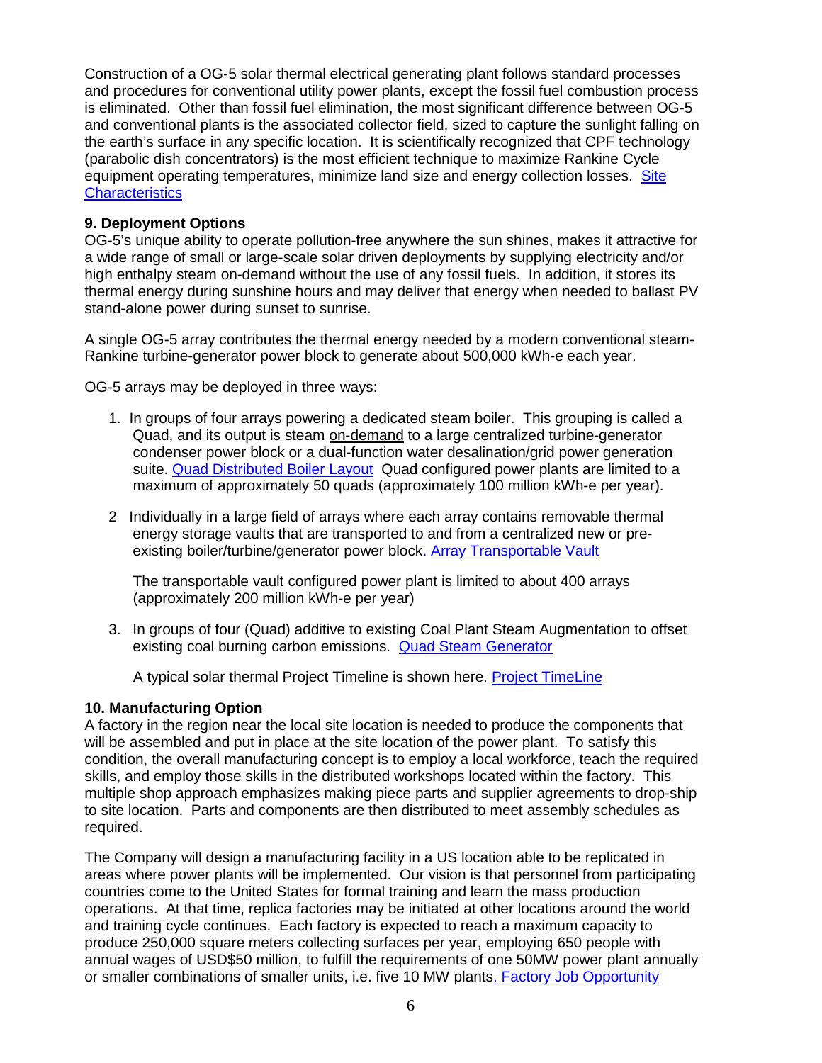Construction of a OG-5 solar thermal electrical generating plant follows standard processes and procedures for conventional utility power plants, except the fossil fuel combustion process is eliminated. Other than fossil fuel elimination, the most significant difference between OG-5 and conventional plants is the associated collector field, sized to capture the sunlight falling on the earth's surface in any specific location. It is scientifically recognized that CPF technology (parabolic dish concentrators) is the most efficient technique to maximize Rankine Cycle equipment operating temperatures, minimize land size and energy collection losses. Site Characteristics

### 9. Deployment Options

OG-5's unique ability to operate pollution-free anywhere the sun shines, makes it attractive for a wide range of small or large-scale solar driven deployments by supplying electricity and/or high enthalpy steam on-demand without the use of any fossil fuels. In addition, it stores its thermal energy during sunshine hours and may deliver that energy when needed to ballast PV stand-alone power during sunset to sunrise.

A single OG-5 array contributes the thermal energy needed by a modern conventional steam-Rankine turbine-generator power block to generate about 500,000 kWh-e each year.

OG-5 arrays may be deployed in three ways:

1. In groups of four arrays powering a dedicated steam boiler. This grouping is called a Quad, and its output is steam on-demand to a large centralized turbine-generator condenser power block or a dual-function water desalination/grid power generation suite. Quad Distributed Boiler Layout Quad configured power plants are limited to a maximum of approximately 50 quads (approximately 100 million kWh-e per year).

2. Individually in a large field of arrays where each array contains removable thermal energy storage vaults that are transported to and from a centralized new or pre-existing boiler/turbine/generator power block. Array Transportable Vault

   The transportable vault configured power plant is limited to about 400 arrays (approximately 200 million kWh-e per year)

3. In groups of four (Quad) additive to existing Coal Plant Steam Augmentation to offset existing coal burning carbon emissions. Quad Steam Generator

   A typical solar thermal Project Timeline is shown here. Project TimeLine

### 10. Manufacturing Option

A factory in the region near the local site location is needed to produce the components that will be assembled and put in place at the site location of the power plant. To satisfy this condition, the overall manufacturing concept is to employ a local workforce, teach the required skills, and employ those skills in the distributed workshops located within the factory. This multiple shop approach emphasizes making piece parts and supplier agreements to drop-ship to site location. Parts and components are then distributed to meet assembly schedules as required.

The Company will design a manufacturing facility in a US location able to be replicated in areas where power plants will be implemented. Our vision is that personnel from participating countries come to the United States for formal training and learn the mass production operations. At that time, replica factories may be initiated at other locations around the world and training cycle continues. Each factory is expected to reach a maximum capacity to produce 250,000 square meters collecting surfaces per year, employing 650 people with annual wages of USD$50 million, to fulfill the requirements of one 50MW power plant annually or smaller combinations of smaller units, i.e. five 10 MW plants. Factory Job Opportunity